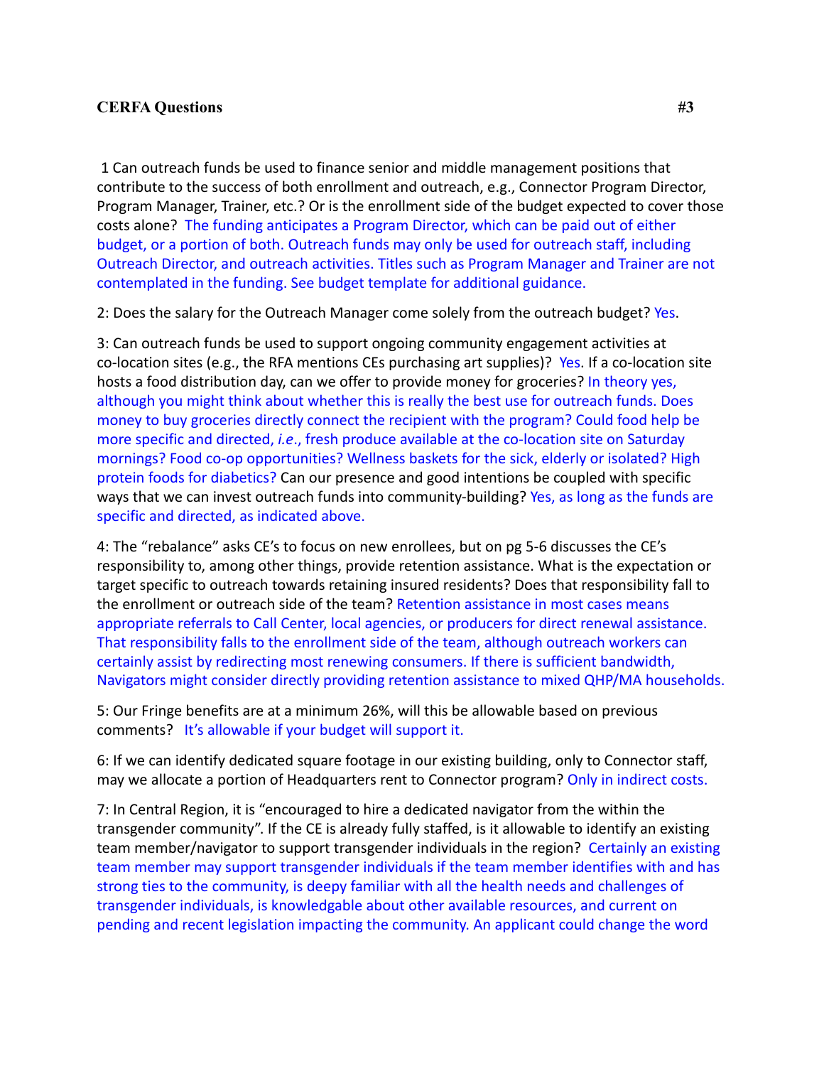**CERFA Questions** **#3**

1 Can outreach funds be used to finance senior and middle management positions that contribute to the success of both enrollment and outreach, e.g., Connector Program Director, Program Manager, Trainer, etc.? Or is the enrollment side of the budget expected to cover those costs alone? The funding anticipates a Program Director, which can be paid out of either budget, or a portion of both. Outreach funds may only be used for outreach staff, including Outreach Director, and outreach activities. Titles such as Program Manager and Trainer are not contemplated in the funding. See budget template for additional guidance.

2: Does the salary for the Outreach Manager come solely from the outreach budget? Yes.

3: Can outreach funds be used to support ongoing community engagement activities at co-location sites (e.g., the RFA mentions CEs purchasing art supplies)? Yes. If a co-location site hosts a food distribution day, can we offer to provide money for groceries? In theory yes, although you might think about whether this is really the best use for outreach funds. Does money to buy groceries directly connect the recipient with the program? Could food help be more specific and directed, *i.e*., fresh produce available at the co-location site on Saturday mornings? Food co-op opportunities? Wellness baskets for the sick, elderly or isolated? High protein foods for diabetics? Can our presence and good intentions be coupled with specific ways that we can invest outreach funds into community-building? Yes, as long as the funds are specific and directed, as indicated above.

4: The "rebalance" asks CE's to focus on new enrollees, but on pg 5-6 discusses the CE's responsibility to, among other things, provide retention assistance. What is the expectation or target specific to outreach towards retaining insured residents? Does that responsibility fall to the enrollment or outreach side of the team? Retention assistance in most cases means appropriate referrals to Call Center, local agencies, or producers for direct renewal assistance. That responsibility falls to the enrollment side of the team, although outreach workers can certainly assist by redirecting most renewing consumers. If there is sufficient bandwidth, Navigators might consider directly providing retention assistance to mixed QHP/MA households.

5: Our Fringe benefits are at a minimum 26%, will this be allowable based on previous comments? It's allowable if your budget will support it.

6: If we can identify dedicated square footage in our existing building, only to Connector staff, may we allocate a portion of Headquarters rent to Connector program? Only in indirect costs.

7: In Central Region, it is "encouraged to hire a dedicated navigator from the within the transgender community". If the CE is already fully staffed, is it allowable to identify an existing team member/navigator to support transgender individuals in the region? Certainly an existing team member may support transgender individuals if the team member identifies with and has strong ties to the community, is deepy familiar with all the health needs and challenges of transgender individuals, is knowledgable about other available resources, and current on pending and recent legislation impacting the community. An applicant could change the word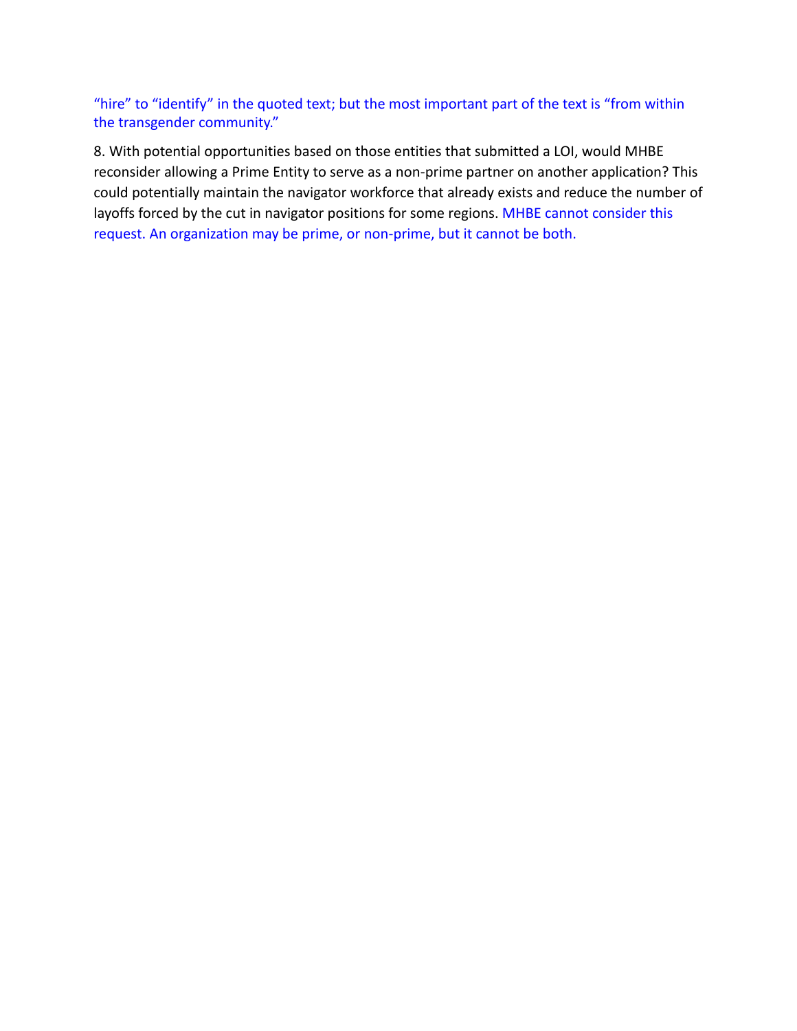"hire" to "identify" in the quoted text; but the most important part of the text is "from within the transgender community."

8. With potential opportunities based on those entities that submitted a LOI, would MHBE reconsider allowing a Prime Entity to serve as a non-prime partner on another application? This could potentially maintain the navigator workforce that already exists and reduce the number of layoffs forced by the cut in navigator positions for some regions. MHBE cannot consider this request. An organization may be prime, or non-prime, but it cannot be both.